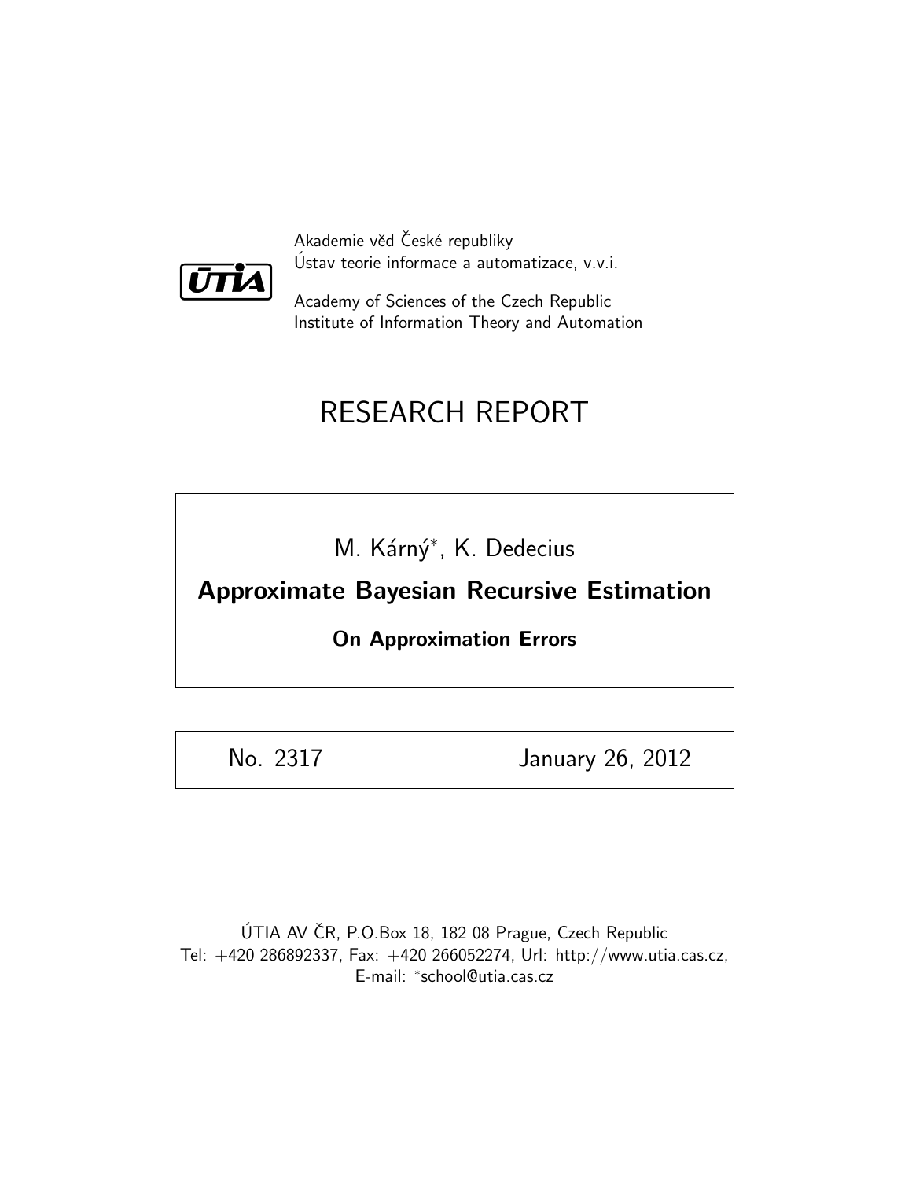Akademie věd České republiky
Ústav teorie informace a automatizace, v.v.i.

Academy of Sciences of the Czech Republic
Institute of Information Theory and Automation

# RESEARCH REPORT

M. Kárný*, K. Dedecius

## Approximate Bayesian Recursive Estimation

### On Approximation Errors

No. 2317 January 26, 2012

ÚTIA AV ČR, P.O.Box 18, 182 08 Prague, Czech Republic
Tel: +420 286892337, Fax: +420 266052274, Url: http://www.utia.cas.cz,
E-mail: *school@utia.cas.cz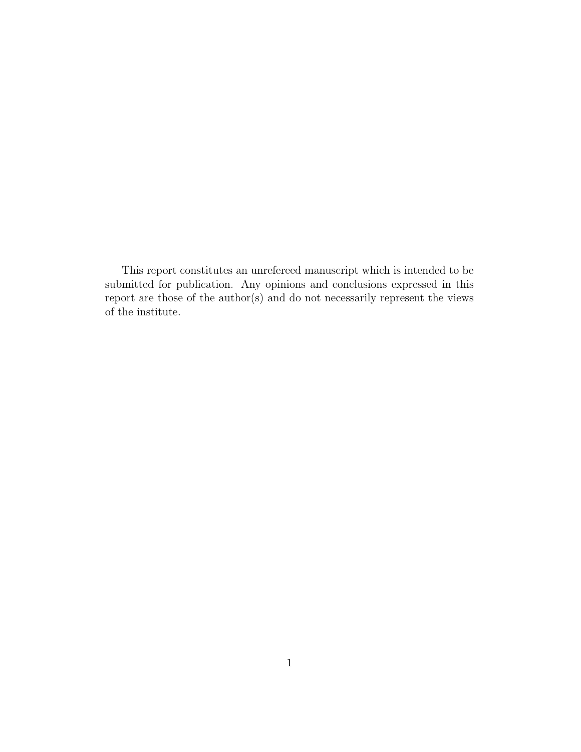This report constitutes an unrefereed manuscript which is intended to be submitted for publication. Any opinions and conclusions expressed in this report are those of the author(s) and do not necessarily represent the views of the institute.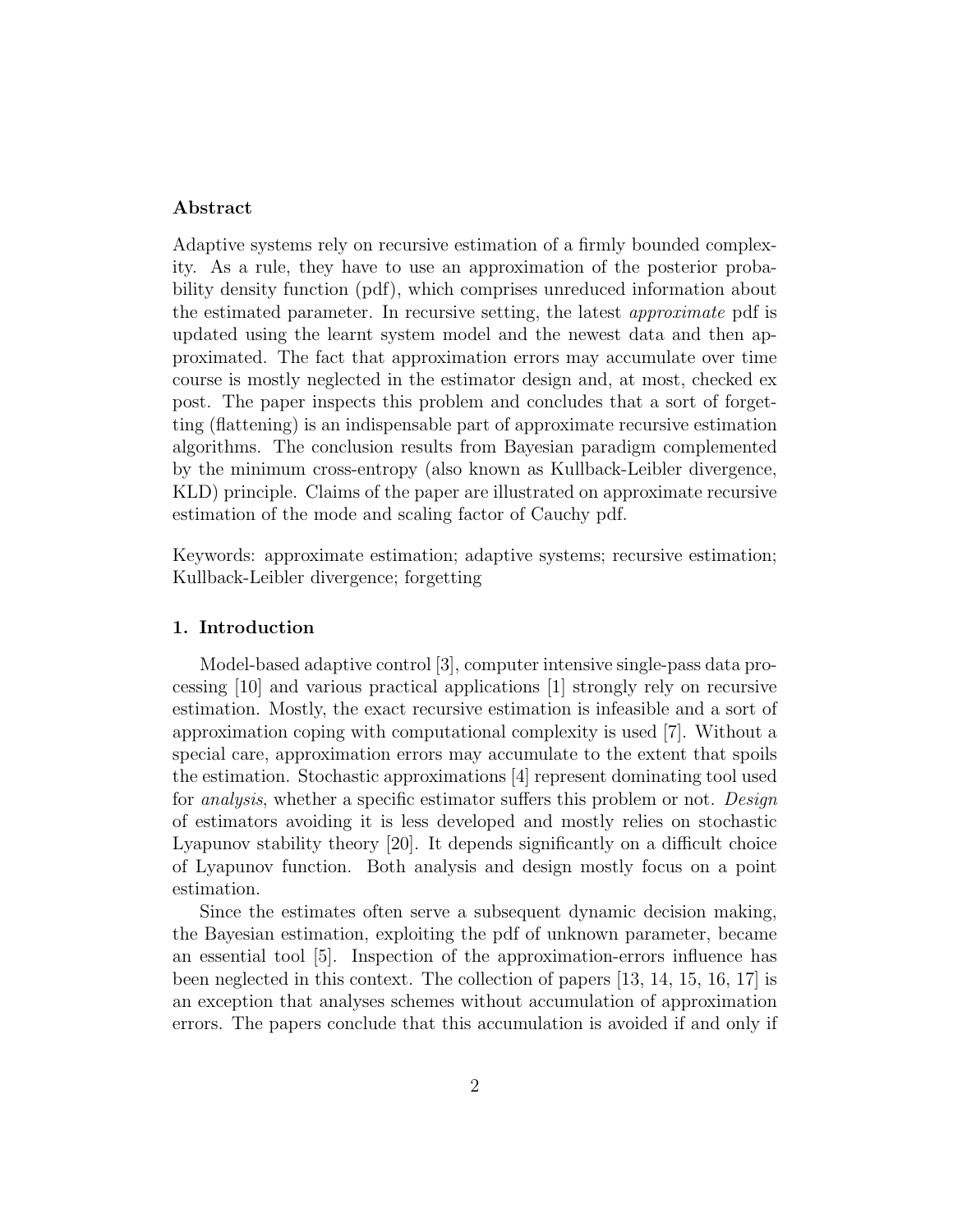### Abstract

Adaptive systems rely on recursive estimation of a firmly bounded complexity. As a rule, they have to use an approximation of the posterior probability density function (pdf), which comprises unreduced information about the estimated parameter. In recursive setting, the latest *approximate* pdf is updated using the learnt system model and the newest data and then approximated. The fact that approximation errors may accumulate over time course is mostly neglected in the estimator design and, at most, checked ex post. The paper inspects this problem and concludes that a sort of forgetting (flattening) is an indispensable part of approximate recursive estimation algorithms. The conclusion results from Bayesian paradigm complemented by the minimum cross-entropy (also known as Kullback-Leibler divergence, KLD) principle. Claims of the paper are illustrated on approximate recursive estimation of the mode and scaling factor of Cauchy pdf.

Keywords: approximate estimation; adaptive systems; recursive estimation; Kullback-Leibler divergence; forgetting

### 1. Introduction

Model-based adaptive control [3], computer intensive single-pass data processing [10] and various practical applications [1] strongly rely on recursive estimation. Mostly, the exact recursive estimation is infeasible and a sort of approximation coping with computational complexity is used [7]. Without a special care, approximation errors may accumulate to the extent that spoils the estimation. Stochastic approximations [4] represent dominating tool used for *analysis*, whether a specific estimator suffers this problem or not. *Design* of estimators avoiding it is less developed and mostly relies on stochastic Lyapunov stability theory [20]. It depends significantly on a difficult choice of Lyapunov function. Both analysis and design mostly focus on a point estimation.

Since the estimates often serve a subsequent dynamic decision making, the Bayesian estimation, exploiting the pdf of unknown parameter, became an essential tool [5]. Inspection of the approximation-errors influence has been neglected in this context. The collection of papers [13, 14, 15, 16, 17] is an exception that analyses schemes without accumulation of approximation errors. The papers conclude that this accumulation is avoided if and only if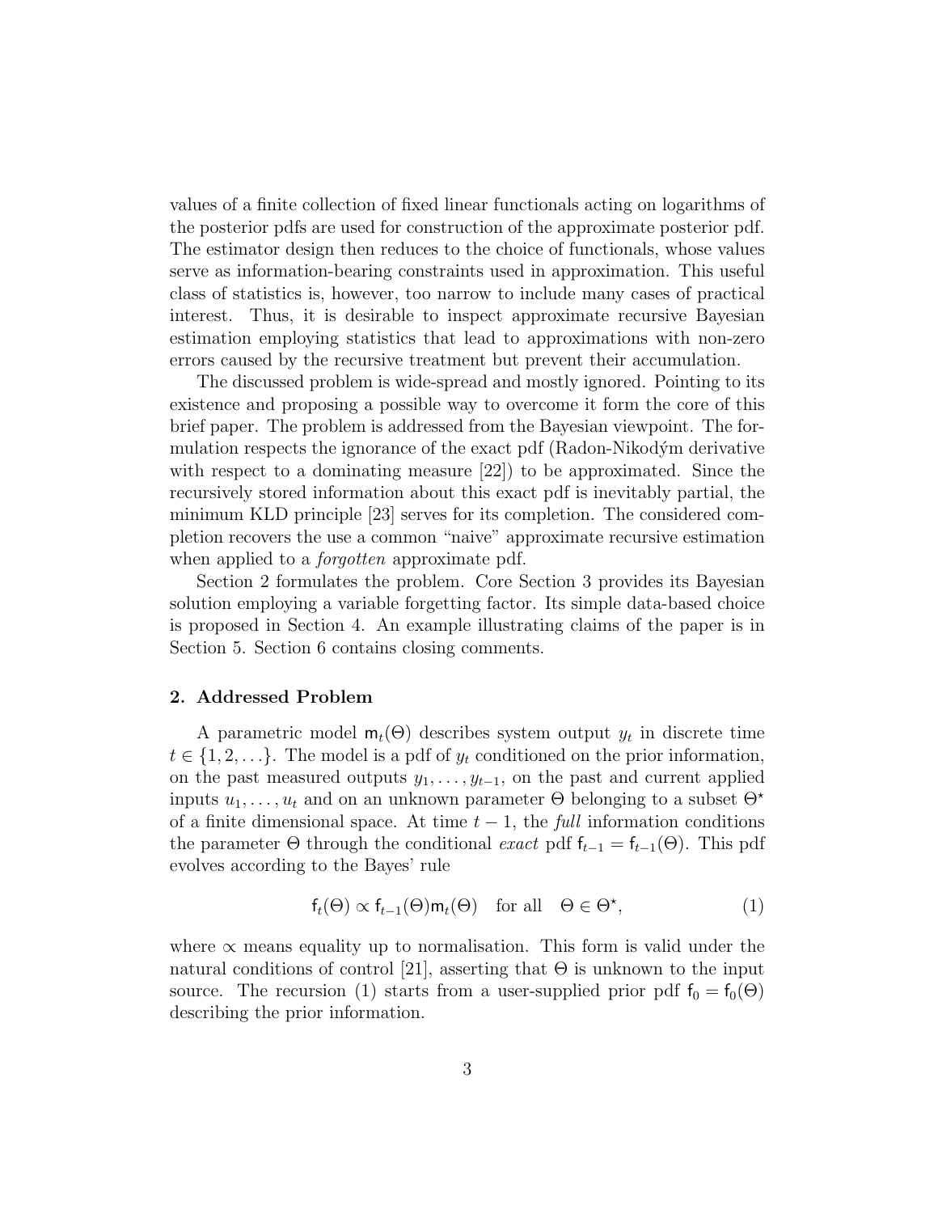values of a finite collection of fixed linear functionals acting on logarithms of the posterior pdfs are used for construction of the approximate posterior pdf. The estimator design then reduces to the choice of functionals, whose values serve as information-bearing constraints used in approximation. This useful class of statistics is, however, too narrow to include many cases of practical interest. Thus, it is desirable to inspect approximate recursive Bayesian estimation employing statistics that lead to approximations with non-zero errors caused by the recursive treatment but prevent their accumulation.

The discussed problem is wide-spread and mostly ignored. Pointing to its existence and proposing a possible way to overcome it form the core of this brief paper. The problem is addressed from the Bayesian viewpoint. The formulation respects the ignorance of the exact pdf (Radon-Nikodým derivative with respect to a dominating measure [22]) to be approximated. Since the recursively stored information about this exact pdf is inevitably partial, the minimum KLD principle [23] serves for its completion. The considered completion recovers the use a common "naive" approximate recursive estimation when applied to a *forgotten* approximate pdf.

Section 2 formulates the problem. Core Section 3 provides its Bayesian solution employing a variable forgetting factor. Its simple data-based choice is proposed in Section 4. An example illustrating claims of the paper is in Section 5. Section 6 contains closing comments.

## 2. Addressed Problem

A parametric model $\mathsf{m}_t(\Theta)$ describes system output $y_t$ in discrete time $t \in \{1, 2, \ldots\}$. The model is a pdf of $y_t$ conditioned on the prior information, on the past measured outputs $y_1, \ldots, y_{t-1}$, on the past and current applied inputs $u_1, \ldots, u_t$ and on an unknown parameter $\Theta$ belonging to a subset $\Theta^\star$ of a finite dimensional space. At time $t-1$, the *full* information conditions the parameter $\Theta$ through the conditional *exact* pdf $\mathsf{f}_{t-1} = \mathsf{f}_{t-1}(\Theta)$. This pdf evolves according to the Bayes' rule

$$\mathsf{f}_t(\Theta) \propto \mathsf{f}_{t-1}(\Theta)\mathsf{m}_t(\Theta) \quad \text{for all} \quad \Theta \in \Theta^\star, \tag{1}$$

where $\propto$ means equality up to normalisation. This form is valid under the natural conditions of control [21], asserting that $\Theta$ is unknown to the input source. The recursion (1) starts from a user-supplied prior pdf $\mathsf{f}_0 = \mathsf{f}_0(\Theta)$ describing the prior information.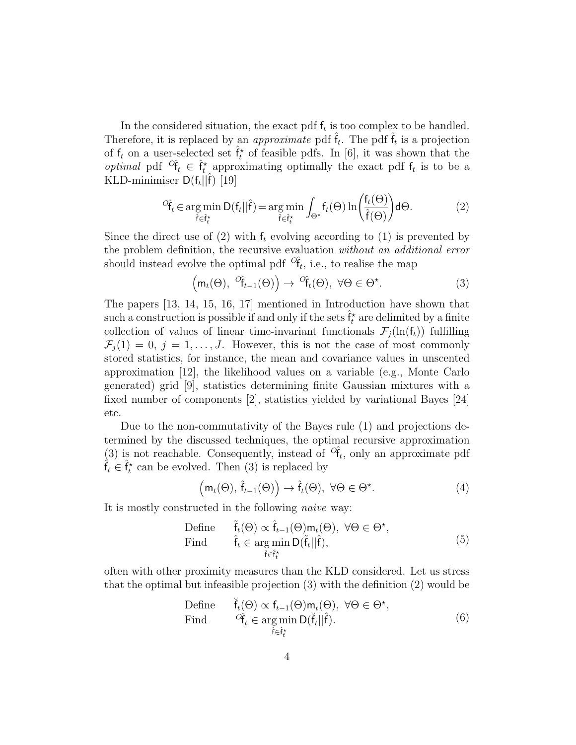In the considered situation, the exact pdf $\mathsf{f}_t$ is too complex to be handled. Therefore, it is replaced by an *approximate* pdf $\hat{\mathsf{f}}_t$. The pdf $\hat{\mathsf{f}}_t$ is a projection of $\mathsf{f}_t$ on a user-selected set $\hat{\mathsf{f}}_t^\star$ of feasible pdfs. In [6], it was shown that the *optimal* pdf ${}^{\mathcal{O}}\hat{\mathsf{f}}_t \in \hat{\mathsf{f}}_t^\star$ approximating optimally the exact pdf $\mathsf{f}_t$ is to be a KLD-minimiser $\mathsf{D}(\mathsf{f}_t||\hat{\mathsf{f}})$ [19]

$$
{}^{\mathcal{O}}\hat{\mathsf{f}}_t \in \operatorname*{arg\,min}_{\hat{\mathsf{f}} \in \hat{\mathsf{f}}_t^\star} \mathsf{D}(\mathsf{f}_t||\hat{\mathsf{f}}) = \operatorname*{arg\,min}_{\hat{\mathsf{f}} \in \hat{\mathsf{f}}_t^\star} \int_{\Theta^\star} \mathsf{f}_t(\Theta) \ln\left(\frac{\mathsf{f}_t(\Theta)}{\hat{\mathsf{f}}(\Theta)}\right) \mathsf{d}\Theta. \tag{2}
$$

Since the direct use of (2) with $\mathsf{f}_t$ evolving according to (1) is prevented by the problem definition, the recursive evaluation *without an additional error* should instead evolve the optimal pdf ${}^{\mathcal{O}}\hat{\mathsf{f}}_t$, i.e., to realise the map

$$
\left(\mathsf{m}_t(\Theta),\ {}^{\mathcal{O}}\hat{\mathsf{f}}_{t-1}(\Theta)\right) \to {}^{\mathcal{O}}\hat{\mathsf{f}}_t(\Theta),\ \forall \Theta \in \Theta^\star. \tag{3}
$$

The papers [13, 14, 15, 16, 17] mentioned in Introduction have shown that such a construction is possible if and only if the sets $\hat{\mathsf{f}}_t^\star$ are delimited by a finite collection of values of linear time-invariant functionals $\mathcal{F}_j(\ln(\mathsf{f}_t))$ fulfilling $\mathcal{F}_j(1) = 0,\ j = 1, \ldots, J$. However, this is not the case of most commonly stored statistics, for instance, the mean and covariance values in unscented approximation [12], the likelihood values on a variable (e.g., Monte Carlo generated) grid [9], statistics determining finite Gaussian mixtures with a fixed number of components [2], statistics yielded by variational Bayes [24] etc.

Due to the non-commutativity of the Bayes rule (1) and projections determined by the discussed techniques, the optimal recursive approximation (3) is not reachable. Consequently, instead of ${}^{\mathcal{O}}\hat{\mathsf{f}}_t$, only an approximate pdf $\hat{\mathsf{f}}_t \in \hat{\mathsf{f}}_t^\star$ can be evolved. Then (3) is replaced by

$$
\left(\mathsf{m}_t(\Theta),\ \hat{\mathsf{f}}_{t-1}(\Theta)\right) \to \hat{\mathsf{f}}_t(\Theta),\ \forall \Theta \in \Theta^\star. \tag{4}
$$

It is mostly constructed in the following *naive* way:

$$
\begin{array}{ll}
\text{Define} & \tilde{\mathsf{f}}_t(\Theta) \propto \hat{\mathsf{f}}_{t-1}(\Theta)\mathsf{m}_t(\Theta),\ \forall \Theta \in \Theta^\star, \\
\text{Find} & \hat{\mathsf{f}}_t \in \operatorname*{arg\,min}_{\hat{\mathsf{f}} \in \hat{\mathsf{f}}_t^\star} \mathsf{D}(\tilde{\mathsf{f}}_t||\hat{\mathsf{f}}),
\end{array} \tag{5}
$$

often with other proximity measures than the KLD considered. Let us stress that the optimal but infeasible projection (3) with the definition (2) would be

$$
\begin{array}{ll}
\text{Define} & \breve{\mathsf{f}}_t(\Theta) \propto \mathsf{f}_{t-1}(\Theta)\mathsf{m}_t(\Theta),\ \forall \Theta \in \Theta^\star, \\
\text{Find} & {}^{\mathcal{O}}\hat{\mathsf{f}}_t \in \operatorname*{arg\,min}_{\hat{\mathsf{f}} \in \hat{\mathsf{f}}_t^\star} \mathsf{D}(\breve{\mathsf{f}}_t||\hat{\mathsf{f}}).
\end{array} \tag{6}
$$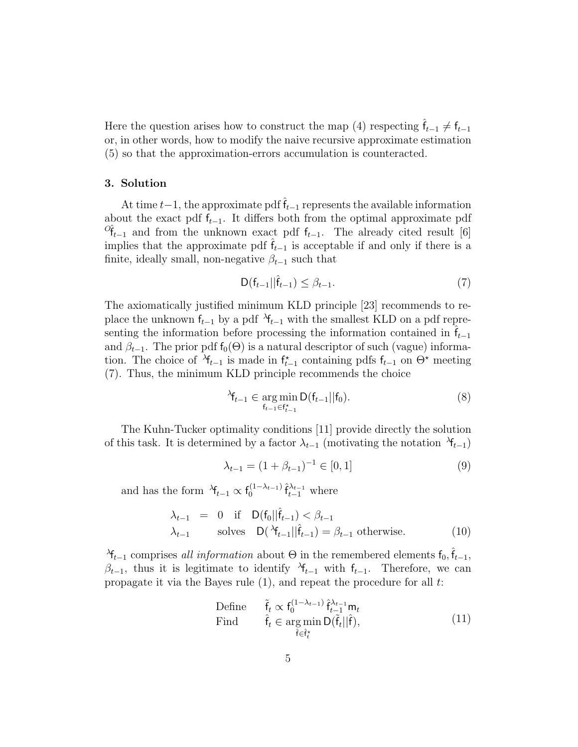Here the question arises how to construct the map (4) respecting $\hat{\mathsf{f}}_{t-1} \neq \mathsf{f}_{t-1}$ or, in other words, how to modify the naive recursive approximate estimation (5) so that the approximation-errors accumulation is counteracted.

## 3. Solution

At time $t-1$, the approximate pdf $\hat{\mathsf{f}}_{t-1}$ represents the available information about the exact pdf $\mathsf{f}_{t-1}$. It differs both from the optimal approximate pdf ${}^{O}\hat{\mathsf{f}}_{t-1}$ and from the unknown exact pdf $\mathsf{f}_{t-1}$. The already cited result [6] implies that the approximate pdf $\hat{\mathsf{f}}_{t-1}$ is acceptable if and only if there is a finite, ideally small, non-negative $\beta_{t-1}$ such that

$$\mathsf{D}(\mathsf{f}_{t-1}||\hat{\mathsf{f}}_{t-1}) \leq \beta_{t-1}. \tag{7}$$

The axiomatically justified minimum KLD principle [23] recommends to replace the unknown $\mathsf{f}_{t-1}$ by a pdf ${}^{\lambda}\mathsf{f}_{t-1}$ with the smallest KLD on a pdf representing the information before processing the information contained in $\hat{\mathsf{f}}_{t-1}$ and $\beta_{t-1}$. The prior pdf $\mathsf{f}_0(\Theta)$ is a natural descriptor of such (vague) information. The choice of ${}^{\lambda}\mathsf{f}_{t-1}$ is made in $\mathsf{f}^{\star}_{t-1}$ containing pdfs $\mathsf{f}_{t-1}$ on $\Theta^{\star}$ meeting (7). Thus, the minimum KLD principle recommends the choice

$${}^{\lambda}\mathsf{f}_{t-1} \in \underset{\mathsf{f}_{t-1} \in \mathsf{f}^{\star}_{t-1}}{\arg\min}\, \mathsf{D}(\mathsf{f}_{t-1}||\mathsf{f}_0). \tag{8}$$

The Kuhn-Tucker optimality conditions [11] provide directly the solution of this task. It is determined by a factor $\lambda_{t-1}$ (motivating the notation ${}^{\lambda}\mathsf{f}_{t-1}$)

$$\lambda_{t-1} = (1 + \beta_{t-1})^{-1} \in [0, 1] \tag{9}$$

and has the form ${}^{\lambda}\mathsf{f}_{t-1} \propto \mathsf{f}_0^{(1-\lambda_{t-1})}\, \hat{\mathsf{f}}_{t-1}^{\lambda_{t-1}}$ where

$$\begin{aligned} \lambda_{t-1} &= 0 \quad \text{if} \quad \mathsf{D}(\mathsf{f}_0||\hat{\mathsf{f}}_{t-1}) < \beta_{t-1} \\ \lambda_{t-1} & \quad\;\; \text{solves} \quad \mathsf{D}({}^{\lambda}\mathsf{f}_{t-1}||\hat{\mathsf{f}}_{t-1}) = \beta_{t-1} \text{ otherwise.} \end{aligned} \tag{10}$$

${}^{\lambda}\mathsf{f}_{t-1}$ comprises *all information* about $\Theta$ in the remembered elements $\mathsf{f}_0, \hat{\mathsf{f}}_{t-1}$, $\beta_{t-1}$, thus it is legitimate to identify ${}^{\lambda}\mathsf{f}_{t-1}$ with $\mathsf{f}_{t-1}$. Therefore, we can propagate it via the Bayes rule (1), and repeat the procedure for all $t$:

$$\begin{aligned} &\text{Define} \quad \tilde{\mathsf{f}}_t \propto \mathsf{f}_0^{(1-\lambda_{t-1})}\, \hat{\mathsf{f}}_{t-1}^{\lambda_{t-1}}\, \mathsf{m}_t \\ &\text{Find} \quad\;\; \hat{\mathsf{f}}_t \in \underset{\hat{\mathsf{f}} \in \hat{\mathsf{f}}^{\star}_t}{\arg\min}\, \mathsf{D}(\tilde{\mathsf{f}}_t||\hat{\mathsf{f}}), \end{aligned} \tag{11}$$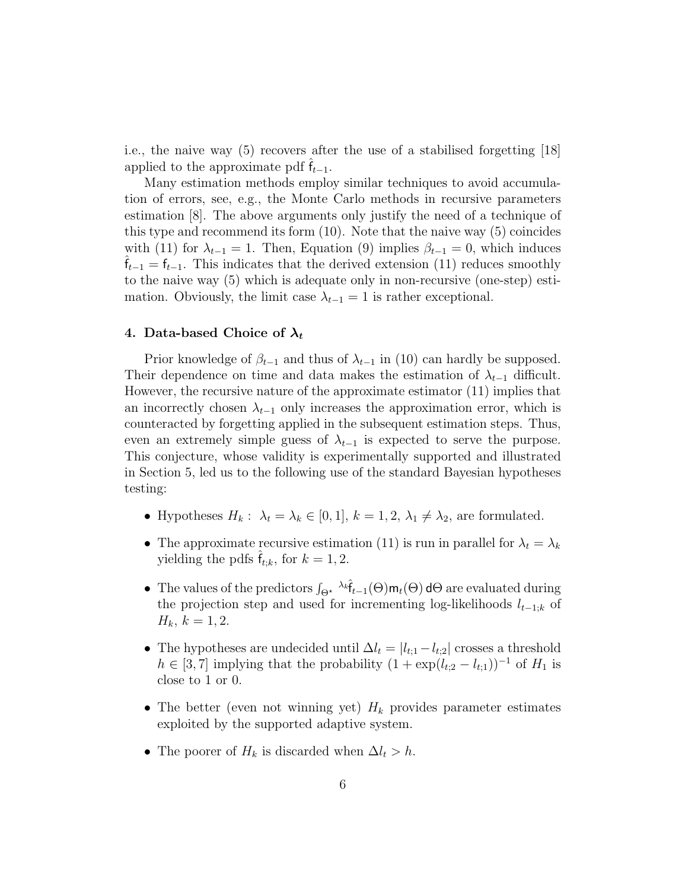i.e., the naive way (5) recovers after the use of a stabilised forgetting [18] applied to the approximate pdf $\hat{\mathsf{f}}_{t-1}$.

Many estimation methods employ similar techniques to avoid accumulation of errors, see, e.g., the Monte Carlo methods in recursive parameters estimation [8]. The above arguments only justify the need of a technique of this type and recommend its form (10). Note that the naive way (5) coincides with (11) for $\lambda_{t-1} = 1$. Then, Equation (9) implies $\beta_{t-1} = 0$, which induces $\hat{\mathsf{f}}_{t-1} = \mathsf{f}_{t-1}$. This indicates that the derived extension (11) reduces smoothly to the naive way (5) which is adequate only in non-recursive (one-step) estimation. Obviously, the limit case $\lambda_{t-1} = 1$ is rather exceptional.

## 4. Data-based Choice of $\lambda_t$

Prior knowledge of $\beta_{t-1}$ and thus of $\lambda_{t-1}$ in (10) can hardly be supposed. Their dependence on time and data makes the estimation of $\lambda_{t-1}$ difficult. However, the recursive nature of the approximate estimator (11) implies that an incorrectly chosen $\lambda_{t-1}$ only increases the approximation error, which is counteracted by forgetting applied in the subsequent estimation steps. Thus, even an extremely simple guess of $\lambda_{t-1}$ is expected to serve the purpose. This conjecture, whose validity is experimentally supported and illustrated in Section 5, led us to the following use of the standard Bayesian hypotheses testing:

- Hypotheses $H_k: \ \lambda_t = \lambda_k \in [0, 1]$, $k = 1, 2$, $\lambda_1 \neq \lambda_2$, are formulated.
- The approximate recursive estimation (11) is run in parallel for $\lambda_t = \lambda_k$ yielding the pdfs $\hat{\mathsf{f}}_{t;k}$, for $k = 1, 2$.
- The values of the predictors $\int_{\Theta^\star} {}^{\lambda_k}\hat{\mathsf{f}}_{t-1}(\Theta)\mathsf{m}_t(\Theta)\,\mathsf{d}\Theta$ are evaluated during the projection step and used for incrementing log-likelihoods $l_{t-1;k}$ of $H_k$, $k = 1, 2$.
- The hypotheses are undecided until $\Delta l_t = |l_{t;1} - l_{t;2}|$ crosses a threshold $h \in [3, 7]$ implying that the probability $(1 + \exp(l_{t;2} - l_{t;1}))^{-1}$ of $H_1$ is close to 1 or 0.
- The better (even not winning yet) $H_k$ provides parameter estimates exploited by the supported adaptive system.
- The poorer of $H_k$ is discarded when $\Delta l_t > h$.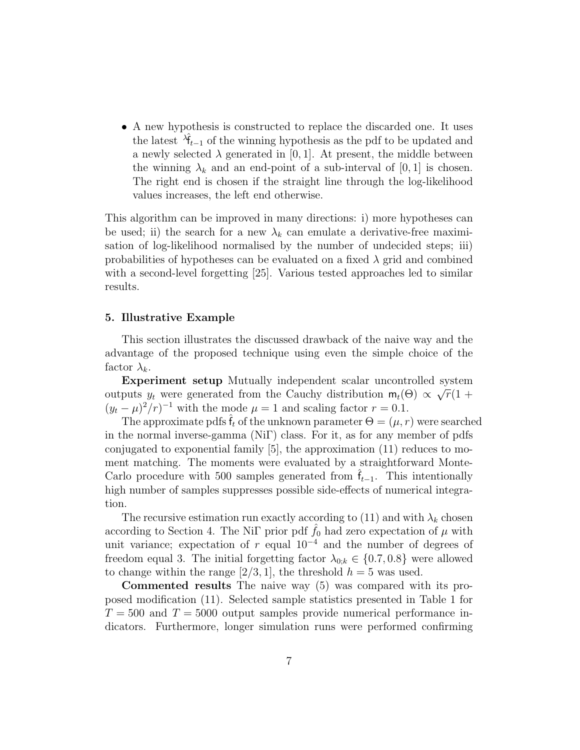- A new hypothesis is constructed to replace the discarded one. It uses the latest ${}^{\lambda}\hat{\mathsf{f}}_{t-1}$ of the winning hypothesis as the pdf to be updated and a newly selected $\lambda$ generated in $[0, 1]$. At present, the middle between the winning $\lambda_k$ and an end-point of a sub-interval of $[0, 1]$ is chosen. The right end is chosen if the straight line through the log-likelihood values increases, the left end otherwise.

This algorithm can be improved in many directions: i) more hypotheses can be used; ii) the search for a new $\lambda_k$ can emulate a derivative-free maximisation of log-likelihood normalised by the number of undecided steps; iii) probabilities of hypotheses can be evaluated on a fixed $\lambda$ grid and combined with a second-level forgetting [25]. Various tested approaches led to similar results.

## 5. Illustrative Example

This section illustrates the discussed drawback of the naive way and the advantage of the proposed technique using even the simple choice of the factor $\lambda_k$.

**Experiment setup** Mutually independent scalar uncontrolled system outputs $y_t$ were generated from the Cauchy distribution $\mathsf{m}_t(\Theta) \propto \sqrt{r}(1 + (y_t - \mu)^2/r)^{-1}$ with the mode $\mu = 1$ and scaling factor $r = 0.1$.

The approximate pdfs $\hat{\mathsf{f}}_t$ of the unknown parameter $\Theta = (\mu, r)$ were searched in the normal inverse-gamma (Ni$\Gamma$) class. For it, as for any member of pdfs conjugated to exponential family [5], the approximation (11) reduces to moment matching. The moments were evaluated by a straightforward Monte-Carlo procedure with 500 samples generated from $\hat{\mathsf{f}}_{t-1}$. This intentionally high number of samples suppresses possible side-effects of numerical integration.

The recursive estimation run exactly according to (11) and with $\lambda_k$ chosen according to Section 4. The Ni$\Gamma$ prior pdf $\hat{f}_0$ had zero expectation of $\mu$ with unit variance; expectation of $r$ equal $10^{-4}$ and the number of degrees of freedom equal 3. The initial forgetting factor $\lambda_{0;k} \in \{0.7, 0.8\}$ were allowed to change within the range $[2/3, 1]$, the threshold $h = 5$ was used.

**Commented results** The naive way (5) was compared with its proposed modification (11). Selected sample statistics presented in Table 1 for $T = 500$ and $T = 5000$ output samples provide numerical performance indicators. Furthermore, longer simulation runs were performed confirming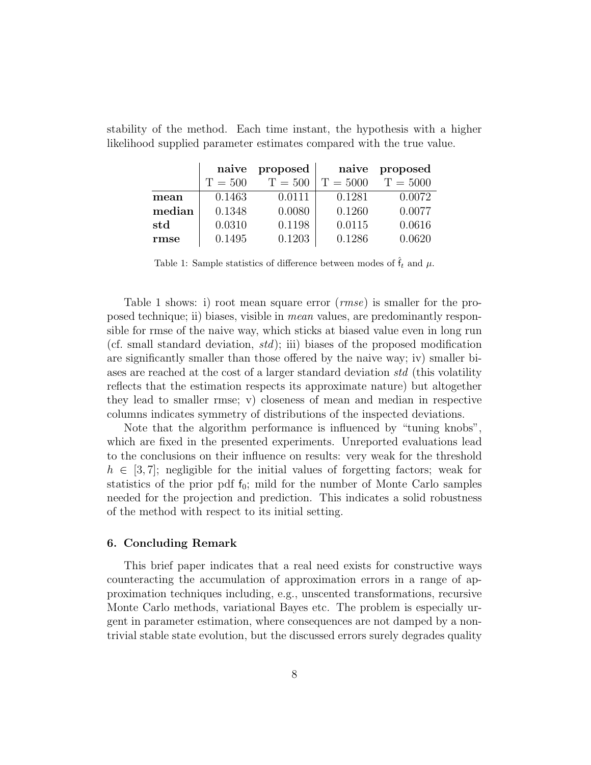stability of the method. Each time instant, the hypothesis with a higher likelihood supplied parameter estimates compared with the true value.

| | **naive** | **proposed** | **naive** | **proposed** |
|---|---|---|---|---|
| | T = 500 | T = 500 | T = 5000 | T = 5000 |
| **mean** | 0.1463 | 0.0111 | 0.1281 | 0.0072 |
| **median** | 0.1348 | 0.0080 | 0.1260 | 0.0077 |
| **std** | 0.0310 | 0.1198 | 0.0115 | 0.0616 |
| **rmse** | 0.1495 | 0.1203 | 0.1286 | 0.0620 |

Table 1: Sample statistics of difference between modes of $\hat{\mathsf{f}}_t$ and $\mu$.

Table 1 shows: i) root mean square error (*rmse*) is smaller for the proposed technique; ii) biases, visible in *mean* values, are predominantly responsible for rmse of the naive way, which sticks at biased value even in long run (cf. small standard deviation, *std*); iii) biases of the proposed modification are significantly smaller than those offered by the naive way; iv) smaller biases are reached at the cost of a larger standard deviation *std* (this volatility reflects that the estimation respects its approximate nature) but altogether they lead to smaller rmse; v) closeness of mean and median in respective columns indicates symmetry of distributions of the inspected deviations.

Note that the algorithm performance is influenced by "tuning knobs", which are fixed in the presented experiments. Unreported evaluations lead to the conclusions on their influence on results: very weak for the threshold $h \in [3, 7]$; negligible for the initial values of forgetting factors; weak for statistics of the prior pdf $\mathsf{f}_0$; mild for the number of Monte Carlo samples needed for the projection and prediction. This indicates a solid robustness of the method with respect to its initial setting.

## 6. Concluding Remark

This brief paper indicates that a real need exists for constructive ways counteracting the accumulation of approximation errors in a range of approximation techniques including, e.g., unscented transformations, recursive Monte Carlo methods, variational Bayes etc. The problem is especially urgent in parameter estimation, where consequences are not damped by a nontrivial stable state evolution, but the discussed errors surely degrades quality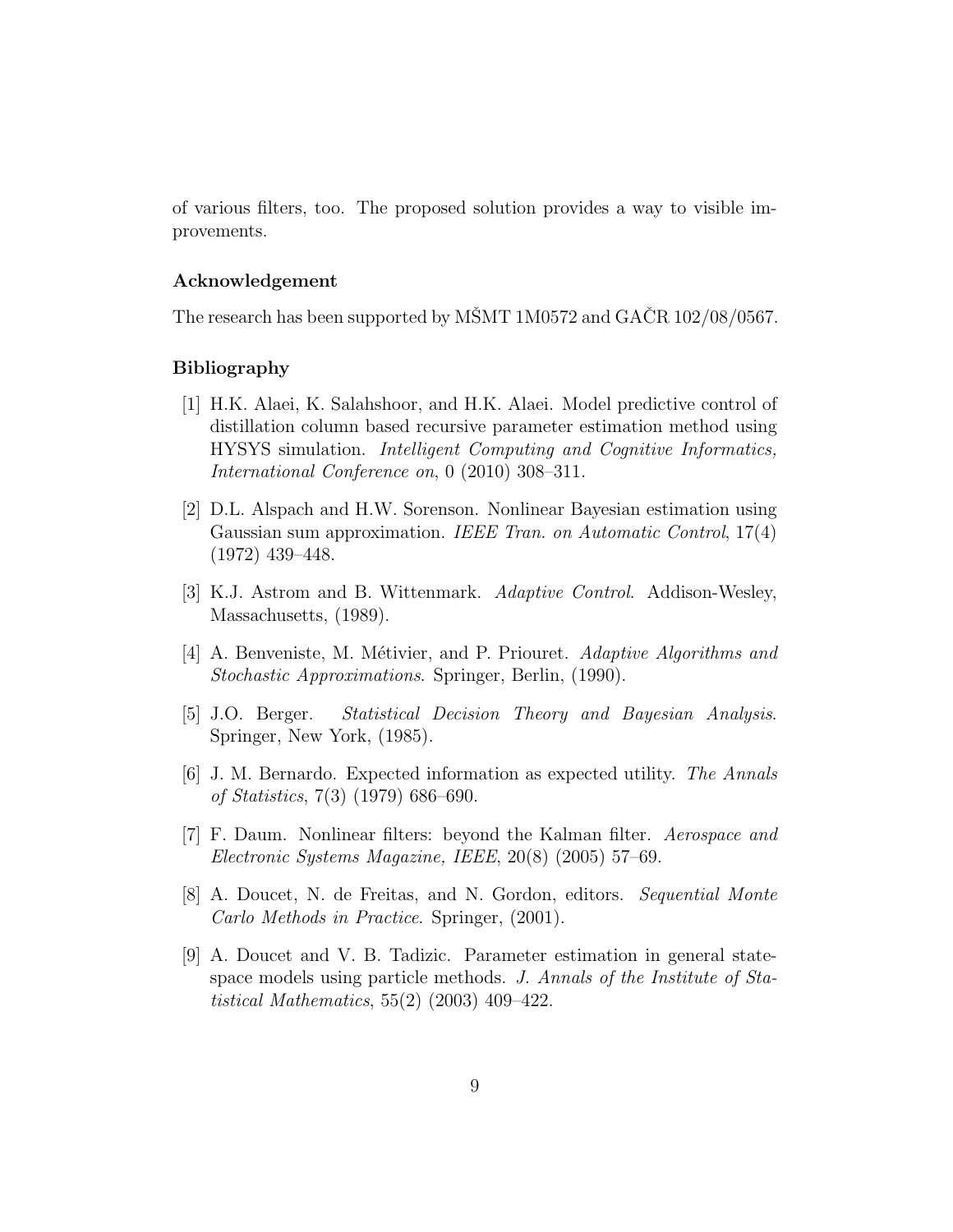of various filters, too. The proposed solution provides a way to visible improvements.

### Acknowledgement

The research has been supported by MŠMT 1M0572 and GAČR 102/08/0567.

### Bibliography

[1] H.K. Alaei, K. Salahshoor, and H.K. Alaei. Model predictive control of distillation column based recursive parameter estimation method using HYSYS simulation. *Intelligent Computing and Cognitive Informatics, International Conference on*, 0 (2010) 308–311.

[2] D.L. Alspach and H.W. Sorenson. Nonlinear Bayesian estimation using Gaussian sum approximation. *IEEE Tran. on Automatic Control*, 17(4) (1972) 439–448.

[3] K.J. Astrom and B. Wittenmark. *Adaptive Control*. Addison-Wesley, Massachusetts, (1989).

[4] A. Benveniste, M. Métivier, and P. Priouret. *Adaptive Algorithms and Stochastic Approximations*. Springer, Berlin, (1990).

[5] J.O. Berger. *Statistical Decision Theory and Bayesian Analysis*. Springer, New York, (1985).

[6] J. M. Bernardo. Expected information as expected utility. *The Annals of Statistics*, 7(3) (1979) 686–690.

[7] F. Daum. Nonlinear filters: beyond the Kalman filter. *Aerospace and Electronic Systems Magazine, IEEE*, 20(8) (2005) 57–69.

[8] A. Doucet, N. de Freitas, and N. Gordon, editors. *Sequential Monte Carlo Methods in Practice*. Springer, (2001).

[9] A. Doucet and V. B. Tadizic. Parameter estimation in general state-space models using particle methods. *J. Annals of the Institute of Statistical Mathematics*, 55(2) (2003) 409–422.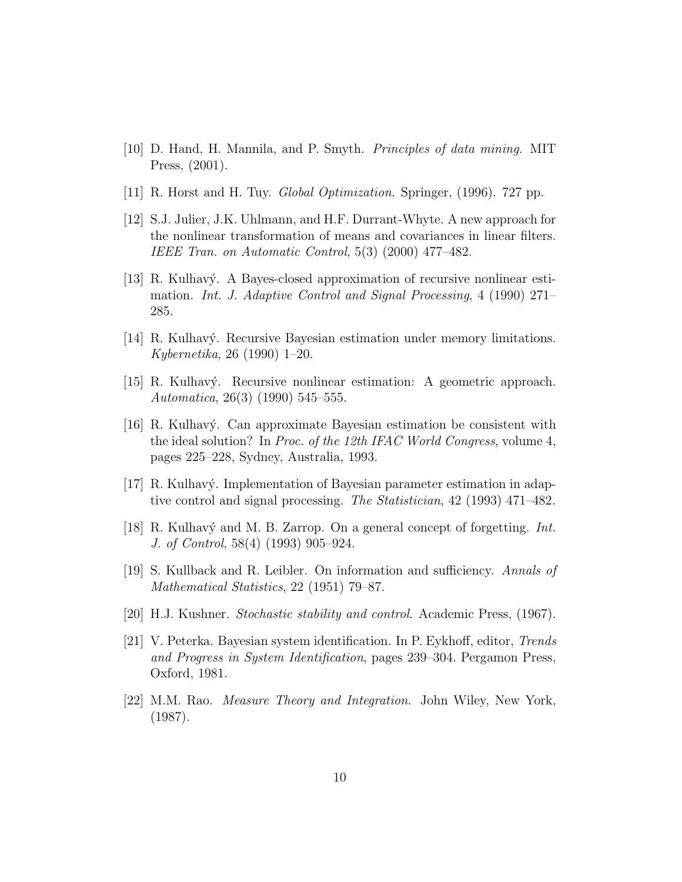[10] D. Hand, H. Mannila, and P. Smyth. *Principles of data mining*. MIT Press, (2001).

[11] R. Horst and H. Tuy. *Global Optimization*. Springer, (1996). 727 pp.

[12] S.J. Julier, J.K. Uhlmann, and H.F. Durrant-Whyte. A new approach for the nonlinear transformation of means and covariances in linear filters. *IEEE Tran. on Automatic Control*, 5(3) (2000) 477–482.

[13] R. Kulhavý. A Bayes-closed approximation of recursive nonlinear estimation. *Int. J. Adaptive Control and Signal Processing*, 4 (1990) 271–285.

[14] R. Kulhavý. Recursive Bayesian estimation under memory limitations. *Kybernetika*, 26 (1990) 1–20.

[15] R. Kulhavý. Recursive nonlinear estimation: A geometric approach. *Automatica*, 26(3) (1990) 545–555.

[16] R. Kulhavý. Can approximate Bayesian estimation be consistent with the ideal solution? In *Proc. of the 12th IFAC World Congress*, volume 4, pages 225–228, Sydney, Australia, 1993.

[17] R. Kulhavý. Implementation of Bayesian parameter estimation in adaptive control and signal processing. *The Statistician*, 42 (1993) 471–482.

[18] R. Kulhavý and M. B. Zarrop. On a general concept of forgetting. *Int. J. of Control*, 58(4) (1993) 905–924.

[19] S. Kullback and R. Leibler. On information and sufficiency. *Annals of Mathematical Statistics*, 22 (1951) 79–87.

[20] H.J. Kushner. *Stochastic stability and control*. Academic Press, (1967).

[21] V. Peterka. Bayesian system identification. In P. Eykhoff, editor, *Trends and Progress in System Identification*, pages 239–304. Pergamon Press, Oxford, 1981.

[22] M.M. Rao. *Measure Theory and Integration*. John Wiley, New York, (1987).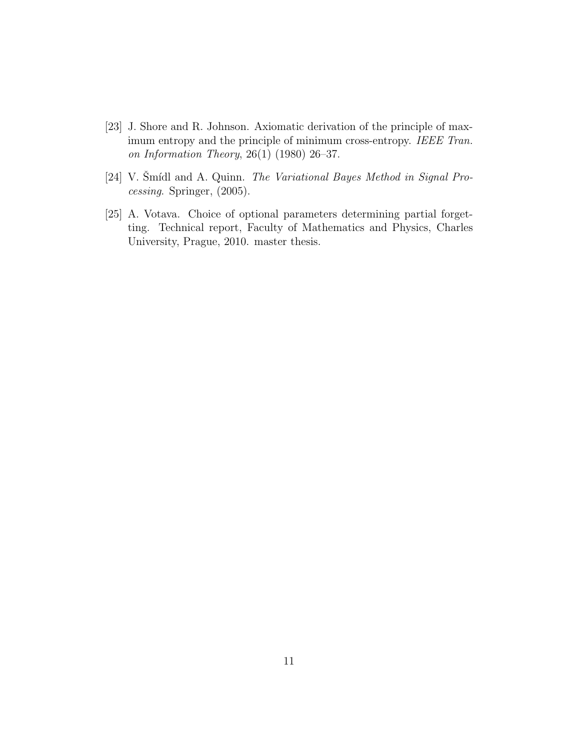[23] J. Shore and R. Johnson. Axiomatic derivation of the principle of maximum entropy and the principle of minimum cross-entropy. *IEEE Tran. on Information Theory*, 26(1) (1980) 26–37.

[24] V. Šmídl and A. Quinn. *The Variational Bayes Method in Signal Processing*. Springer, (2005).

[25] A. Votava. Choice of optional parameters determining partial forgetting. Technical report, Faculty of Mathematics and Physics, Charles University, Prague, 2010. master thesis.